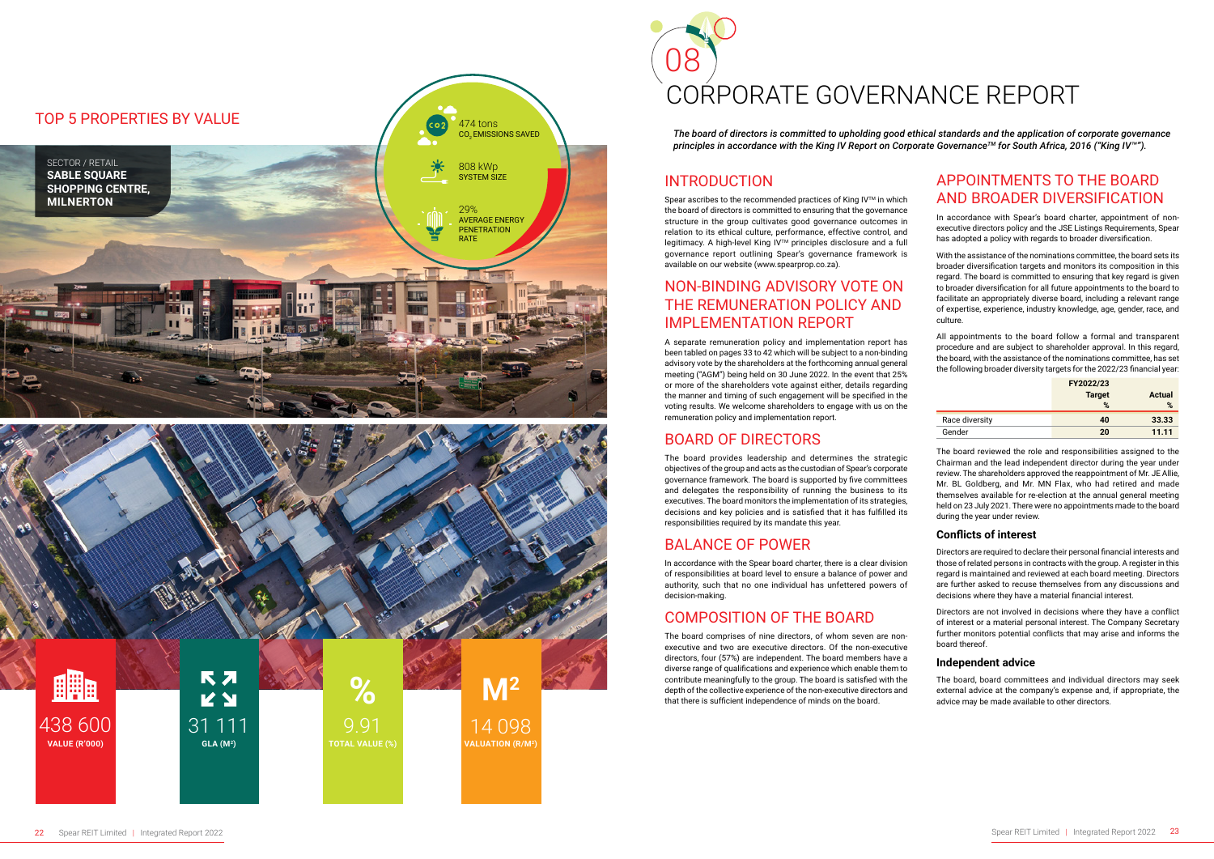## TOP 5 PROPERTIES BY VALUE

SECTOR / RETAIL
**SABLE SQUARE SHOPPING CENTRE, MILNERTON**

474 tons
$CO_2$ EMISSIONS SAVED

808 kWp
SYSTEM SIZE

29%
AVERAGE ENERGY PENETRATION RATE

438 600
**VALUE (R'000)**

31 111
**GLA (M²)**

9.91
**TOTAL VALUE (%)**

14 098
**VALUATION (R/M²)**

# 08 CORPORATE GOVERNANCE REPORT

***The board of directors is committed to upholding good ethical standards and the application of corporate governance principles in accordance with the King IV Report on Corporate Governance™ for South Africa, 2016 ("King IV™").***

## INTRODUCTION

Spear ascribes to the recommended practices of King IV™ in which the board of directors is committed to ensuring that the governance structure in the group cultivates good governance outcomes in relation to its ethical culture, performance, effective control, and legitimacy. A high-level King IV™ principles disclosure and a full governance report outlining Spear's governance framework is available on our website (www.spearprop.co.za).

## NON-BINDING ADVISORY VOTE ON THE REMUNERATION POLICY AND IMPLEMENTATION REPORT

A separate remuneration policy and implementation report has been tabled on pages 33 to 42 which will be subject to a non-binding advisory vote by the shareholders at the forthcoming annual general meeting ("AGM") being held on 30 June 2022. In the event that 25% or more of the shareholders vote against either, details regarding the manner and timing of such engagement will be specified in the voting results. We welcome shareholders to engage with us on the remuneration policy and implementation report.

## BOARD OF DIRECTORS

The board provides leadership and determines the strategic objectives of the group and acts as the custodian of Spear's corporate governance framework. The board is supported by five committees and delegates the responsibility of running the business to its executives. The board monitors the implementation of its strategies, decisions and key policies and is satisfied that it has fulfilled its responsibilities required by its mandate this year.

## BALANCE OF POWER

In accordance with the Spear board charter, there is a clear division of responsibilities at board level to ensure a balance of power and authority, such that no one individual has unfettered powers of decision-making.

## COMPOSITION OF THE BOARD

The board comprises of nine directors, of whom seven are non-executive and two are executive directors. Of the non-executive directors, four (57%) are independent. The board members have a diverse range of qualifications and experience which enable them to contribute meaningfully to the group. The board is satisfied with the depth of the collective experience of the non-executive directors and that there is sufficient independence of minds on the board.

## APPOINTMENTS TO THE BOARD AND BROADER DIVERSIFICATION

In accordance with Spear's board charter, appointment of non-executive directors policy and the JSE Listings Requirements, Spear has adopted a policy with regards to broader diversification.

With the assistance of the nominations committee, the board sets its broader diversification targets and monitors its composition in this regard. The board is committed to ensuring that key regard is given to broader diversification for all future appointments to the board to facilitate an appropriately diverse board, including a relevant range of expertise, experience, industry knowledge, age, gender, race, and culture.

All appointments to the board follow a formal and transparent procedure and are subject to shareholder approval. In this regard, the board, with the assistance of the nominations committee, has set the following broader diversity targets for the 2022/23 financial year:

| | FY2022/23 | |
|---|---|---|
| | **Target %** | **Actual %** |
| Race diversity | **40** | **33.33** |
| Gender | **20** | **11.11** |

The board reviewed the role and responsibilities assigned to the Chairman and the lead independent director during the year under review. The shareholders approved the reappointment of Mr. JE Allie, Mr. BL Goldberg, and Mr. MN Flax, who had retired and made themselves available for re-election at the annual general meeting held on 23 July 2021. There were no appointments made to the board during the year under review.

### Conflicts of interest

Directors are required to declare their personal financial interests and those of related persons in contracts with the group. A register in this regard is maintained and reviewed at each board meeting. Directors are further asked to recuse themselves from any discussions and decisions where they have a material financial interest.

Directors are not involved in decisions where they have a conflict of interest or a material personal interest. The Company Secretary further monitors potential conflicts that may arise and informs the board thereof.

### Independent advice

The board, board committees and individual directors may seek external advice at the company's expense and, if appropriate, the advice may be made available to other directors.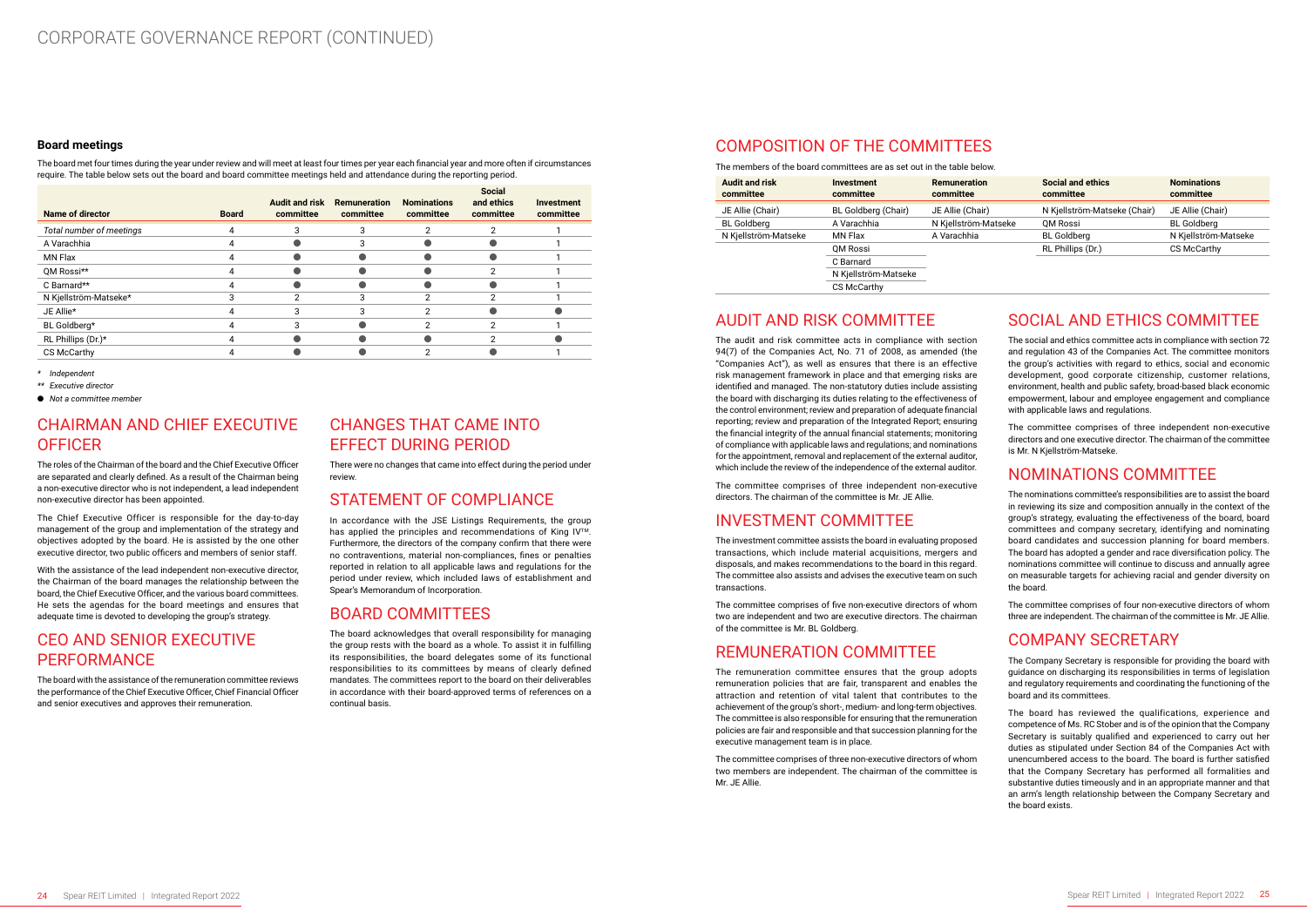# CORPORATE GOVERNANCE REPORT (CONTINUED)

### Board meetings

The board met four times during the year under review and will meet at least four times per year each financial year and more often if circumstances require. The table below sets out the board and board committee meetings held and attendance during the reporting period.

| Name of director | Board | Audit and risk committee | Remuneration committee | Nominations committee | Social and ethics committee | Investment committee |
|---|---|---|---|---|---|---|
| *Total number of meetings* | 4 | 3 | 3 | 2 | 2 | 1 |
| A Varachhia | 4 | ● | 3 | ● | ● | 1 |
| MN Flax | 4 | ● | ● | ● | ● | 1 |
| QM Rossi** | 4 | ● | ● | ● | 2 | 1 |
| C Barnard** | 4 | ● | ● | ● | ● | 1 |
| N Kjellström-Matseke* | 3 | 2 | 3 | 2 | 2 | 1 |
| JE Allie* | 4 | 3 | 3 | 2 | ● | ● |
| BL Goldberg* | 4 | 3 | ● | 2 | 2 | 1 |
| RL Phillips (Dr.)* | 4 | ● | ● | ● | 2 | ● |
| CS McCarthy | 4 | ● | ● | 2 | ● | 1 |

*\* Independent*

*\*\* Executive director*

● *Not a committee member*

## CHAIRMAN AND CHIEF EXECUTIVE OFFICER

The roles of the Chairman of the board and the Chief Executive Officer are separated and clearly defined. As a result of the Chairman being a non-executive director who is not independent, a lead independent non-executive director has been appointed.

The Chief Executive Officer is responsible for the day-to-day management of the group and implementation of the strategy and objectives adopted by the board. He is assisted by the one other executive director, two public officers and members of senior staff.

With the assistance of the lead independent non-executive director, the Chairman of the board manages the relationship between the board, the Chief Executive Officer, and the various board committees. He sets the agendas for the board meetings and ensures that adequate time is devoted to developing the group's strategy.

## CEO AND SENIOR EXECUTIVE PERFORMANCE

The board with the assistance of the remuneration committee reviews the performance of the Chief Executive Officer, Chief Financial Officer and senior executives and approves their remuneration.

## CHANGES THAT CAME INTO EFFECT DURING PERIOD

There were no changes that came into effect during the period under review.

## STATEMENT OF COMPLIANCE

In accordance with the JSE Listings Requirements, the group has applied the principles and recommendations of King IV™. Furthermore, the directors of the company confirm that there were no contraventions, material non-compliances, fines or penalties reported in relation to all applicable laws and regulations for the period under review, which included laws of establishment and Spear's Memorandum of Incorporation.

## BOARD COMMITTEES

The board acknowledges that overall responsibility for managing the group rests with the board as a whole. To assist it in fulfilling its responsibilities, the board delegates some of its functional responsibilities to its committees by means of clearly defined mandates. The committees report to the board on their deliverables in accordance with their board-approved terms of references on a continual basis.

## COMPOSITION OF THE COMMITTEES

The members of the board committees are as set out in the table below.

| Audit and risk committee | Investment committee | Remuneration committee | Social and ethics committee | Nominations committee |
|---|---|---|---|---|
| JE Allie (Chair) | BL Goldberg (Chair) | JE Allie (Chair) | N Kjellström-Matseke (Chair) | JE Allie (Chair) |
| BL Goldberg | A Varachhia | N Kjellström-Matseke | QM Rossi | BL Goldberg |
| N Kjellström-Matseke | MN Flax | A Varachhia | BL Goldberg | N Kjellström-Matseke |
| | QM Rossi | | RL Phillips (Dr.) | CS McCarthy |
| | C Barnard | | | |
| | N Kjellström-Matseke | | | |
| | CS McCarthy | | | |

## AUDIT AND RISK COMMITTEE

The audit and risk committee acts in compliance with section 94(7) of the Companies Act, No. 71 of 2008, as amended (the "Companies Act"), as well as ensures that there is an effective risk management framework in place and that emerging risks are identified and managed. The non-statutory duties include assisting the board with discharging its duties relating to the effectiveness of the control environment; review and preparation of adequate financial reporting; review and preparation of the Integrated Report; ensuring the financial integrity of the annual financial statements; monitoring of compliance with applicable laws and regulations; and nominations for the appointment, removal and replacement of the external auditor, which include the review of the independence of the external auditor.

The committee comprises of three independent non-executive directors. The chairman of the committee is Mr. JE Allie.

## INVESTMENT COMMITTEE

The investment committee assists the board in evaluating proposed transactions, which include material acquisitions, mergers and disposals, and makes recommendations to the board in this regard. The committee also assists and advises the executive team on such transactions.

The committee comprises of five non-executive directors of whom two are independent and two are executive directors. The chairman of the committee is Mr. BL Goldberg.

## REMUNERATION COMMITTEE

The remuneration committee ensures that the group adopts remuneration policies that are fair, transparent and enables the attraction and retention of vital talent that contributes to the achievement of the group's short-, medium- and long-term objectives. The committee is also responsible for ensuring that the remuneration policies are fair and responsible and that succession planning for the executive management team is in place.

The committee comprises of three non-executive directors of whom two members are independent. The chairman of the committee is Mr. JE Allie.

## SOCIAL AND ETHICS COMMITTEE

The social and ethics committee acts in compliance with section 72 and regulation 43 of the Companies Act. The committee monitors the group's activities with regard to ethics, social and economic development, good corporate citizenship, customer relations, environment, health and public safety, broad-based black economic empowerment, labour and employee engagement and compliance with applicable laws and regulations.

The committee comprises of three independent non-executive directors and one executive director. The chairman of the committee is Mr. N Kjellström-Matseke.

## NOMINATIONS COMMITTEE

The nominations committee's responsibilities are to assist the board in reviewing its size and composition annually in the context of the group's strategy, evaluating the effectiveness of the board, board committees and company secretary, identifying and nominating board candidates and succession planning for board members. The board has adopted a gender and race diversification policy. The nominations committee will continue to discuss and annually agree on measurable targets for achieving racial and gender diversity on the board.

The committee comprises of four non-executive directors of whom three are independent. The chairman of the committee is Mr. JE Allie.

## COMPANY SECRETARY

The Company Secretary is responsible for providing the board with guidance on discharging its responsibilities in terms of legislation and regulatory requirements and coordinating the functioning of the board and its committees.

The board has reviewed the qualifications, experience and competence of Ms. RC Stober and is of the opinion that the Company Secretary is suitably qualified and experienced to carry out her duties as stipulated under Section 84 of the Companies Act with unencumbered access to the board. The board is further satisfied that the Company Secretary has performed all formalities and substantive duties timeously and in an appropriate manner and that an arm's length relationship between the Company Secretary and the board exists.